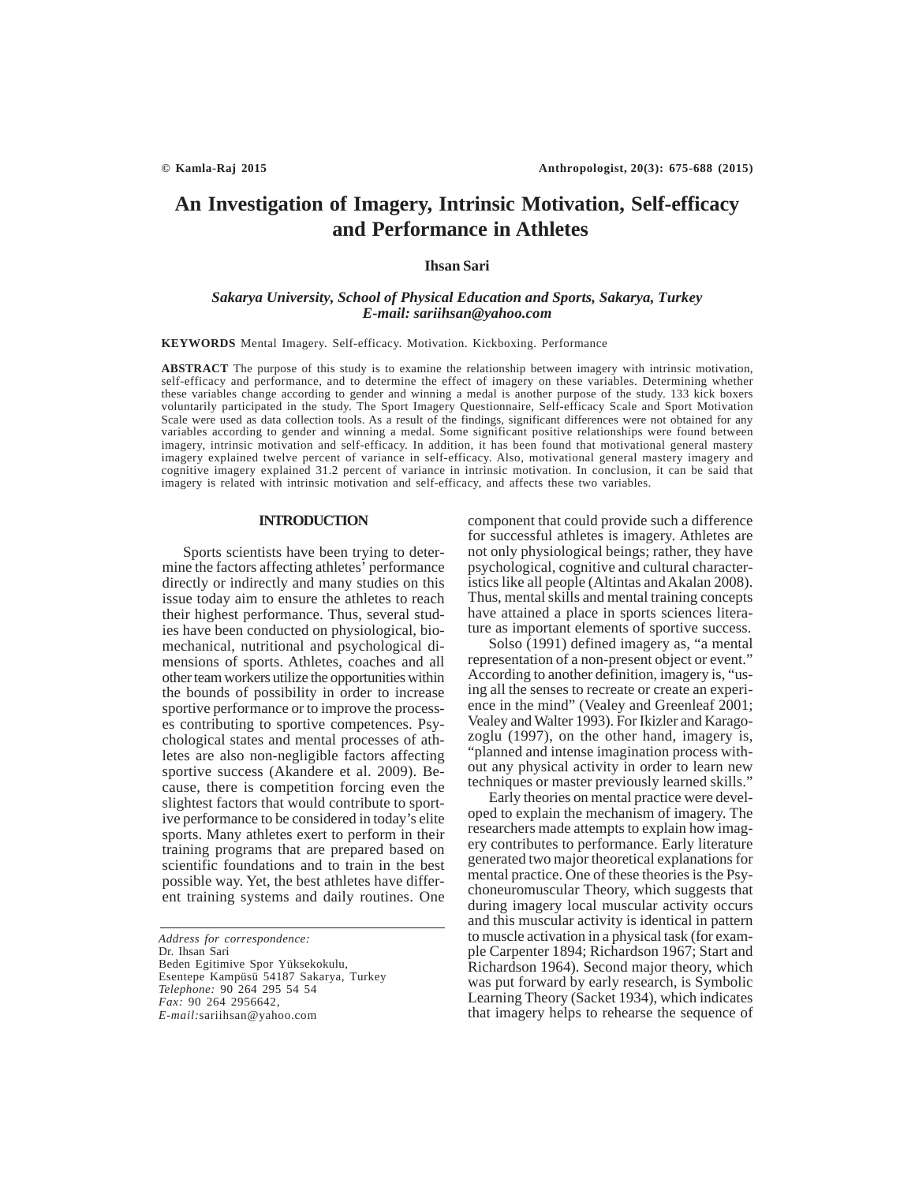# An Investigation of Imagery, Intrinsic Motivation, Self-efficacy and Performance in Athletes

**Ihsan Sari**

*Sakarya University, School of Physical Education and Sports, Sakarya, Turkey*
*E-mail: sariihsan@yahoo.com*

**KEYWORDS** Mental Imagery. Self-efficacy. Motivation. Kickboxing. Performance

**ABSTRACT** The purpose of this study is to examine the relationship between imagery with intrinsic motivation, self-efficacy and performance, and to determine the effect of imagery on these variables. Determining whether these variables change according to gender and winning a medal is another purpose of the study. 133 kick boxers voluntarily participated in the study. The Sport Imagery Questionnaire, Self-efficacy Scale and Sport Motivation Scale were used as data collection tools. As a result of the findings, significant differences were not obtained for any variables according to gender and winning a medal. Some significant positive relationships were found between imagery, intrinsic motivation and self-efficacy. In addition, it has been found that motivational general mastery imagery explained twelve percent of variance in self-efficacy. Also, motivational general mastery imagery and cognitive imagery explained 31.2 percent of variance in intrinsic motivation. In conclusion, it can be said that imagery is related with intrinsic motivation and self-efficacy, and affects these two variables.

## INTRODUCTION

Sports scientists have been trying to determine the factors affecting athletes' performance directly or indirectly and many studies on this issue today aim to ensure the athletes to reach their highest performance. Thus, several studies have been conducted on physiological, biomechanical, nutritional and psychological dimensions of sports. Athletes, coaches and all other team workers utilize the opportunities within the bounds of possibility in order to increase sportive performance or to improve the processes contributing to sportive competences. Psychological states and mental processes of athletes are also non-negligible factors affecting sportive success (Akandere et al. 2009). Because, there is competition forcing even the slightest factors that would contribute to sportive performance to be considered in today's elite sports. Many athletes exert to perform in their training programs that are prepared based on scientific foundations and to train in the best possible way. Yet, the best athletes have different training systems and daily routines. One component that could provide such a difference for successful athletes is imagery. Athletes are not only physiological beings; rather, they have psychological, cognitive and cultural characteristics like all people (Altintas and Akalan 2008). Thus, mental skills and mental training concepts have attained a place in sports sciences literature as important elements of sportive success.

Solso (1991) defined imagery as, "a mental representation of a non-present object or event." According to another definition, imagery is, "using all the senses to recreate or create an experience in the mind" (Vealey and Greenleaf 2001; Vealey and Walter 1993). For Ikizler and Karagozoglu (1997), on the other hand, imagery is, "planned and intense imagination process without any physical activity in order to learn new techniques or master previously learned skills."

Early theories on mental practice were developed to explain the mechanism of imagery. The researchers made attempts to explain how imagery contributes to performance. Early literature generated two major theoretical explanations for mental practice. One of these theories is the Psychoneuromuscular Theory, which suggests that during imagery local muscular activity occurs and this muscular activity is identical in pattern to muscle activation in a physical task (for example Carpenter 1894; Richardson 1967; Start and Richardson 1964). Second major theory, which was put forward by early research, is Symbolic Learning Theory (Sacket 1934), which indicates that imagery helps to rehearse the sequence of

*Address for correspondence:*
Dr. Ihsan Sari
Beden Egitimive Spor Yüksekokulu,
Esentepe Kampüsü 54187 Sakarya, Turkey
*Telephone:* 90 264 295 54 54
*Fax:* 90 264 2956642,
*E-mail:*sariihsan@yahoo.com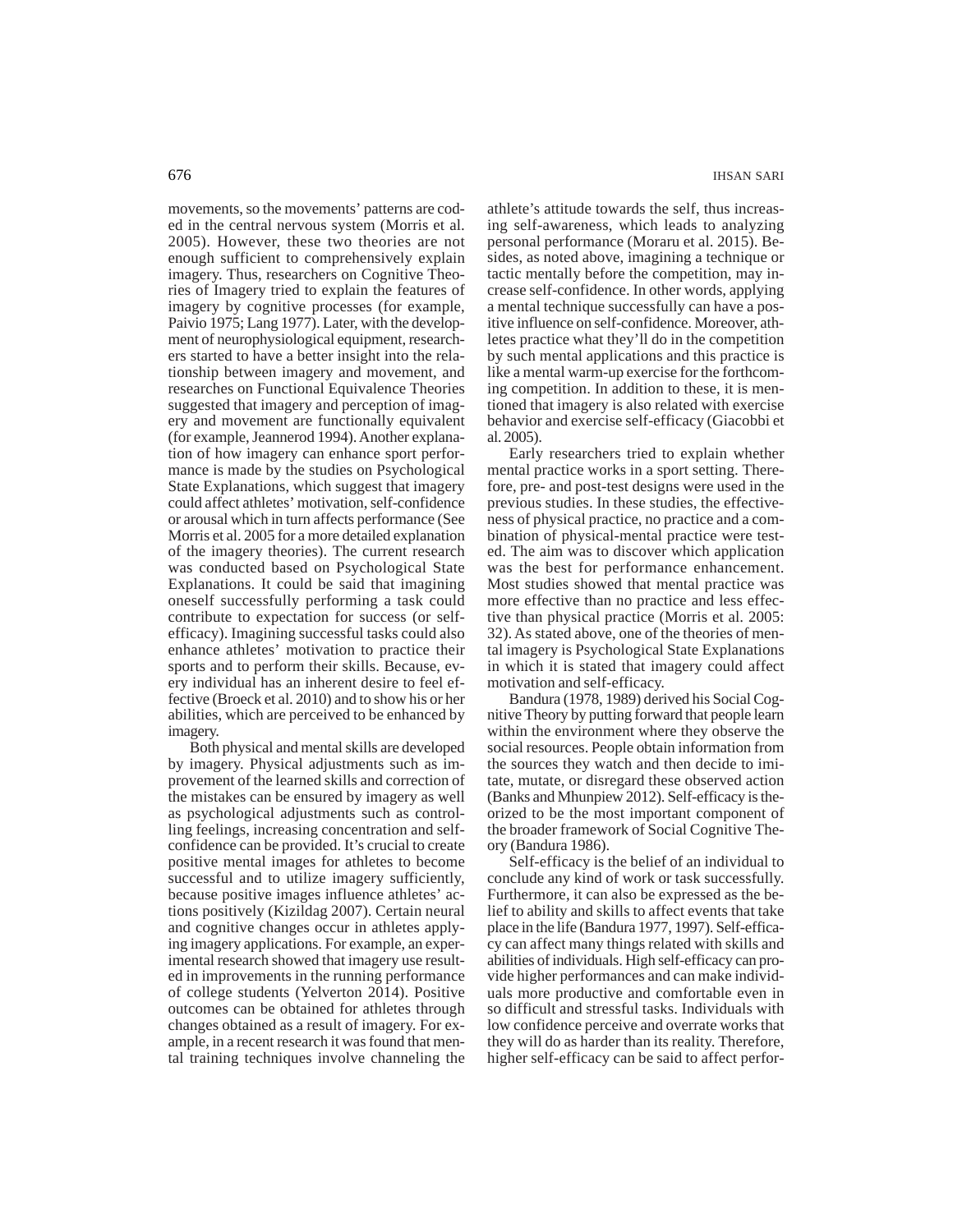movements, so the movements' patterns are coded in the central nervous system (Morris et al. 2005). However, these two theories are not enough sufficient to comprehensively explain imagery. Thus, researchers on Cognitive Theories of Imagery tried to explain the features of imagery by cognitive processes (for example, Paivio 1975; Lang 1977). Later, with the development of neurophysiological equipment, researchers started to have a better insight into the relationship between imagery and movement, and researches on Functional Equivalence Theories suggested that imagery and perception of imagery and movement are functionally equivalent (for example, Jeannerod 1994). Another explanation of how imagery can enhance sport performance is made by the studies on Psychological State Explanations, which suggest that imagery could affect athletes' motivation, self-confidence or arousal which in turn affects performance (See Morris et al. 2005 for a more detailed explanation of the imagery theories). The current research was conducted based on Psychological State Explanations. It could be said that imagining oneself successfully performing a task could contribute to expectation for success (or self-efficacy). Imagining successful tasks could also enhance athletes' motivation to practice their sports and to perform their skills. Because, every individual has an inherent desire to feel effective (Broeck et al. 2010) and to show his or her abilities, which are perceived to be enhanced by imagery.

Both physical and mental skills are developed by imagery. Physical adjustments such as improvement of the learned skills and correction of the mistakes can be ensured by imagery as well as psychological adjustments such as controlling feelings, increasing concentration and self-confidence can be provided. It's crucial to create positive mental images for athletes to become successful and to utilize imagery sufficiently, because positive images influence athletes' actions positively (Kizildag 2007). Certain neural and cognitive changes occur in athletes applying imagery applications. For example, an experimental research showed that imagery use resulted in improvements in the running performance of college students (Yelverton 2014). Positive outcomes can be obtained for athletes through changes obtained as a result of imagery. For example, in a recent research it was found that mental training techniques involve channeling the athlete's attitude towards the self, thus increasing self-awareness, which leads to analyzing personal performance (Moraru et al. 2015). Besides, as noted above, imagining a technique or tactic mentally before the competition, may increase self-confidence. In other words, applying a mental technique successfully can have a positive influence on self-confidence. Moreover, athletes practice what they'll do in the competition by such mental applications and this practice is like a mental warm-up exercise for the forthcoming competition. In addition to these, it is mentioned that imagery is also related with exercise behavior and exercise self-efficacy (Giacobbi et al. 2005).

Early researchers tried to explain whether mental practice works in a sport setting. Therefore, pre- and post-test designs were used in the previous studies. In these studies, the effectiveness of physical practice, no practice and a combination of physical-mental practice were tested. The aim was to discover which application was the best for performance enhancement. Most studies showed that mental practice was more effective than no practice and less effective than physical practice (Morris et al. 2005: 32). As stated above, one of the theories of mental imagery is Psychological State Explanations in which it is stated that imagery could affect motivation and self-efficacy.

Bandura (1978, 1989) derived his Social Cognitive Theory by putting forward that people learn within the environment where they observe the social resources. People obtain information from the sources they watch and then decide to imitate, mutate, or disregard these observed action (Banks and Mhunpiew 2012). Self-efficacy is theorized to be the most important component of the broader framework of Social Cognitive Theory (Bandura 1986).

Self-efficacy is the belief of an individual to conclude any kind of work or task successfully. Furthermore, it can also be expressed as the belief to ability and skills to affect events that take place in the life (Bandura 1977, 1997). Self-efficacy can affect many things related with skills and abilities of individuals. High self-efficacy can provide higher performances and can make individuals more productive and comfortable even in so difficult and stressful tasks. Individuals with low confidence perceive and overrate works that they will do as harder than its reality. Therefore, higher self-efficacy can be said to affect perfor-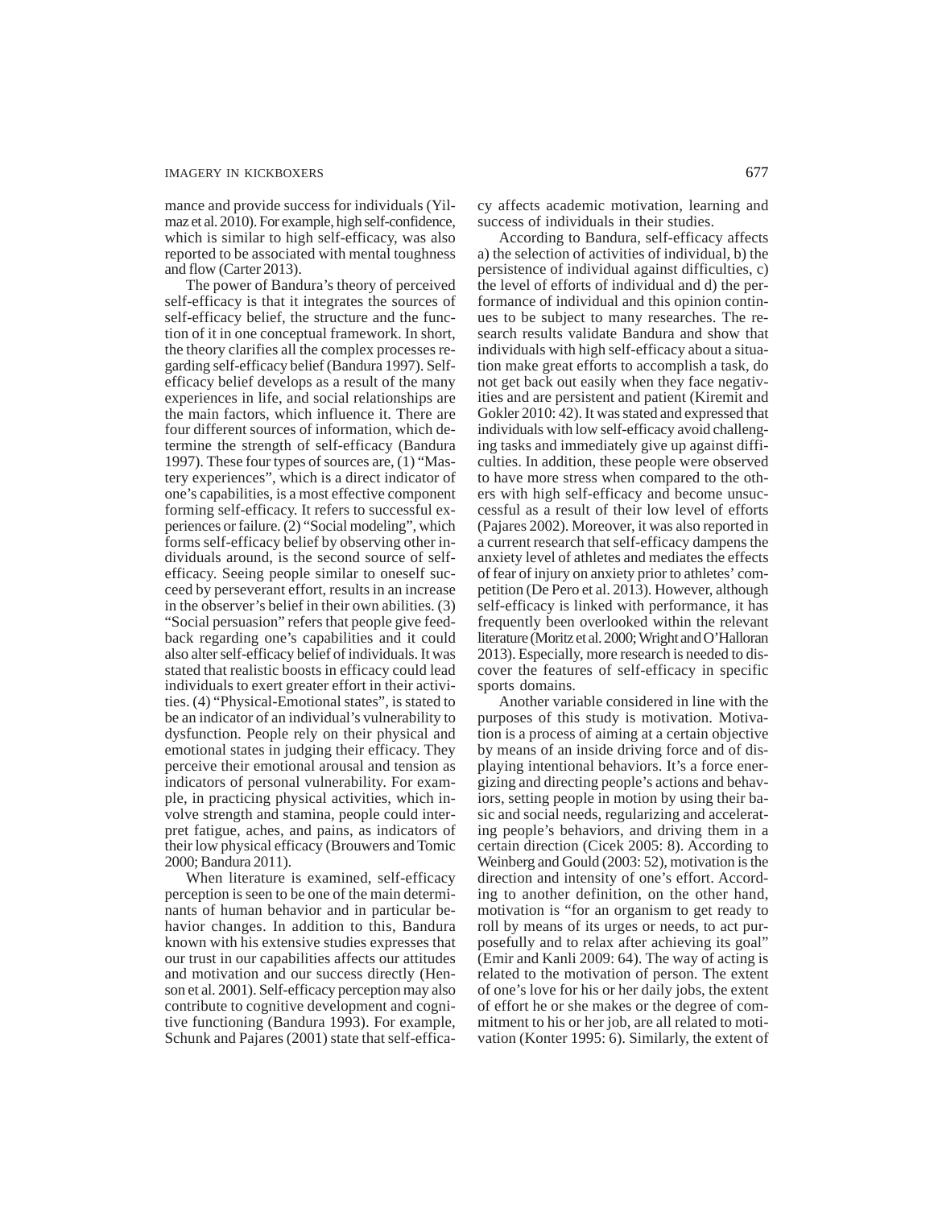mance and provide success for individuals (Yilmaz et al. 2010). For example, high self-confidence, which is similar to high self-efficacy, was also reported to be associated with mental toughness and flow (Carter 2013).

The power of Bandura's theory of perceived self-efficacy is that it integrates the sources of self-efficacy belief, the structure and the function of it in one conceptual framework. In short, the theory clarifies all the complex processes regarding self-efficacy belief (Bandura 1997). Self-efficacy belief develops as a result of the many experiences in life, and social relationships are the main factors, which influence it. There are four different sources of information, which determine the strength of self-efficacy (Bandura 1997). These four types of sources are, (1) "Mastery experiences", which is a direct indicator of one's capabilities, is a most effective component forming self-efficacy. It refers to successful experiences or failure. (2) "Social modeling", which forms self-efficacy belief by observing other individuals around, is the second source of self-efficacy. Seeing people similar to oneself succeed by perseverant effort, results in an increase in the observer's belief in their own abilities. (3) "Social persuasion" refers that people give feedback regarding one's capabilities and it could also alter self-efficacy belief of individuals. It was stated that realistic boosts in efficacy could lead individuals to exert greater effort in their activities. (4) "Physical-Emotional states", is stated to be an indicator of an individual's vulnerability to dysfunction. People rely on their physical and emotional states in judging their efficacy. They perceive their emotional arousal and tension as indicators of personal vulnerability. For example, in practicing physical activities, which involve strength and stamina, people could interpret fatigue, aches, and pains, as indicators of their low physical efficacy (Brouwers and Tomic 2000; Bandura 2011).

When literature is examined, self-efficacy perception is seen to be one of the main determinants of human behavior and in particular behavior changes. In addition to this, Bandura known with his extensive studies expresses that our trust in our capabilities affects our attitudes and motivation and our success directly (Henson et al. 2001). Self-efficacy perception may also contribute to cognitive development and cognitive functioning (Bandura 1993). For example, Schunk and Pajares (2001) state that self-efficacy affects academic motivation, learning and success of individuals in their studies.

According to Bandura, self-efficacy affects a) the selection of activities of individual, b) the persistence of individual against difficulties, c) the level of efforts of individual and d) the performance of individual and this opinion continues to be subject to many researches. The research results validate Bandura and show that individuals with high self-efficacy about a situation make great efforts to accomplish a task, do not get back out easily when they face negativities and are persistent and patient (Kiremit and Gokler 2010: 42). It was stated and expressed that individuals with low self-efficacy avoid challenging tasks and immediately give up against difficulties. In addition, these people were observed to have more stress when compared to the others with high self-efficacy and become unsuccessful as a result of their low level of efforts (Pajares 2002). Moreover, it was also reported in a current research that self-efficacy dampens the anxiety level of athletes and mediates the effects of fear of injury on anxiety prior to athletes' competition (De Pero et al. 2013). However, although self-efficacy is linked with performance, it has frequently been overlooked within the relevant literature (Moritz et al. 2000; Wright and O'Halloran 2013). Especially, more research is needed to discover the features of self-efficacy in specific sports domains.

Another variable considered in line with the purposes of this study is motivation. Motivation is a process of aiming at a certain objective by means of an inside driving force and of displaying intentional behaviors. It's a force energizing and directing people's actions and behaviors, setting people in motion by using their basic and social needs, regularizing and accelerating people's behaviors, and driving them in a certain direction (Cicek 2005: 8). According to Weinberg and Gould (2003: 52), motivation is the direction and intensity of one's effort. According to another definition, on the other hand, motivation is "for an organism to get ready to roll by means of its urges or needs, to act purposefully and to relax after achieving its goal" (Emir and Kanli 2009: 64). The way of acting is related to the motivation of person. The extent of one's love for his or her daily jobs, the extent of effort he or she makes or the degree of commitment to his or her job, are all related to motivation (Konter 1995: 6). Similarly, the extent of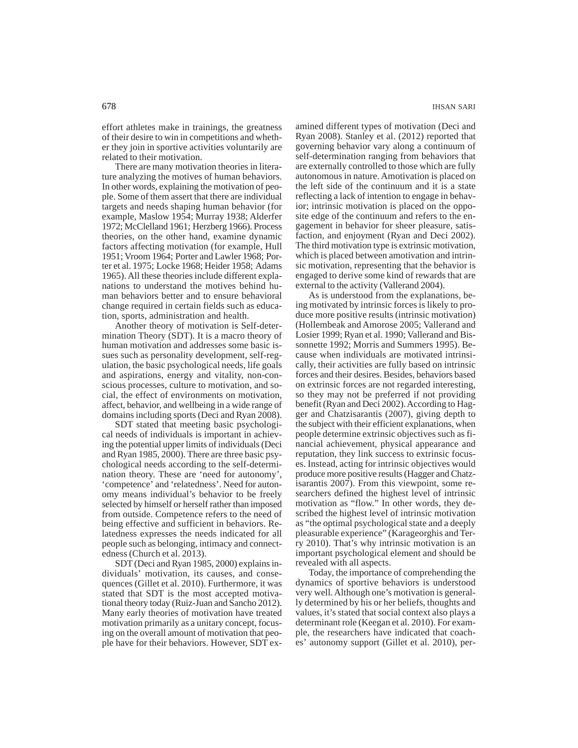effort athletes make in trainings, the greatness of their desire to win in competitions and whether they join in sportive activities voluntarily are related to their motivation.

There are many motivation theories in literature analyzing the motives of human behaviors. In other words, explaining the motivation of people. Some of them assert that there are individual targets and needs shaping human behavior (for example, Maslow 1954; Murray 1938; Alderfer 1972; McClelland 1961; Herzberg 1966). Process theories, on the other hand, examine dynamic factors affecting motivation (for example, Hull 1951; Vroom 1964; Porter and Lawler 1968; Porter et al. 1975; Locke 1968; Heider 1958; Adams 1965). All these theories include different explanations to understand the motives behind human behaviors better and to ensure behavioral change required in certain fields such as education, sports, administration and health.

Another theory of motivation is Self-determination Theory (SDT). It is a macro theory of human motivation and addresses some basic issues such as personality development, self-regulation, the basic psychological needs, life goals and aspirations, energy and vitality, non-conscious processes, culture to motivation, and social, the effect of environments on motivation, affect, behavior, and wellbeing in a wide range of domains including sports (Deci and Ryan 2008).

SDT stated that meeting basic psychological needs of individuals is important in achieving the potential upper limits of individuals (Deci and Ryan 1985, 2000). There are three basic psychological needs according to the self-determination theory. These are 'need for autonomy', 'competence' and 'relatedness'. Need for autonomy means individual's behavior to be freely selected by himself or herself rather than imposed from outside. Competence refers to the need of being effective and sufficient in behaviors. Relatedness expresses the needs indicated for all people such as belonging, intimacy and connectedness (Church et al. 2013).

SDT (Deci and Ryan 1985, 2000) explains individuals' motivation, its causes, and consequences (Gillet et al. 2010). Furthermore, it was stated that SDT is the most accepted motivational theory today (Ruiz-Juan and Sancho 2012). Many early theories of motivation have treated motivation primarily as a unitary concept, focusing on the overall amount of motivation that people have for their behaviors. However, SDT examined different types of motivation (Deci and Ryan 2008). Stanley et al. (2012) reported that governing behavior vary along a continuum of self-determination ranging from behaviors that are externally controlled to those which are fully autonomous in nature. Amotivation is placed on the left side of the continuum and it is a state reflecting a lack of intention to engage in behavior; intrinsic motivation is placed on the opposite edge of the continuum and refers to the engagement in behavior for sheer pleasure, satisfaction, and enjoyment (Ryan and Deci 2002). The third motivation type is extrinsic motivation, which is placed between amotivation and intrinsic motivation, representing that the behavior is engaged to derive some kind of rewards that are external to the activity (Vallerand 2004).

As is understood from the explanations, being motivated by intrinsic forces is likely to produce more positive results (intrinsic motivation) (Hollembeak and Amorose 2005; Vallerand and Losier 1999; Ryan et al. 1990; Vallerand and Bissonnette 1992; Morris and Summers 1995). Because when individuals are motivated intrinsically, their activities are fully based on intrinsic forces and their desires. Besides, behaviors based on extrinsic forces are not regarded interesting, so they may not be preferred if not providing benefit (Ryan and Deci 2002). According to Hagger and Chatzisarantis (2007), giving depth to the subject with their efficient explanations, when people determine extrinsic objectives such as financial achievement, physical appearance and reputation, they link success to extrinsic focuses. Instead, acting for intrinsic objectives would produce more positive results (Hagger and Chatzisarantis 2007). From this viewpoint, some researchers defined the highest level of intrinsic motivation as "flow." In other words, they described the highest level of intrinsic motivation as "the optimal psychological state and a deeply pleasurable experience" (Karageorghis and Terry 2010). That's why intrinsic motivation is an important psychological element and should be revealed with all aspects.

Today, the importance of comprehending the dynamics of sportive behaviors is understood very well. Although one's motivation is generally determined by his or her beliefs, thoughts and values, it's stated that social context also plays a determinant role (Keegan et al. 2010). For example, the researchers have indicated that coaches' autonomy support (Gillet et al. 2010), per-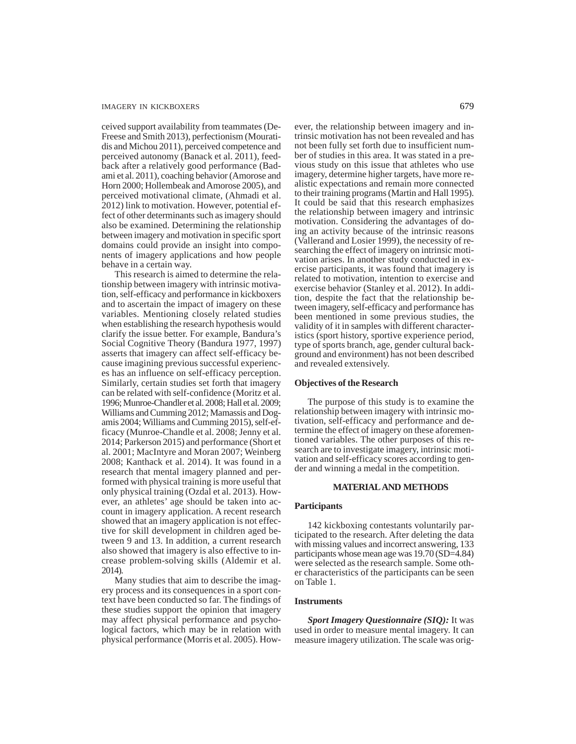ceived support availability from teammates (DeFreese and Smith 2013), perfectionism (Mouratidis and Michou 2011), perceived competence and perceived autonomy (Banack et al. 2011), feedback after a relatively good performance (Badami et al. 2011), coaching behavior (Amorose and Horn 2000; Hollembeak and Amorose 2005), and perceived motivational climate, (Ahmadi et al. 2012) link to motivation. However, potential effect of other determinants such as imagery should also be examined. Determining the relationship between imagery and motivation in specific sport domains could provide an insight into components of imagery applications and how people behave in a certain way.

This research is aimed to determine the relationship between imagery with intrinsic motivation, self-efficacy and performance in kickboxers and to ascertain the impact of imagery on these variables. Mentioning closely related studies when establishing the research hypothesis would clarify the issue better. For example, Bandura's Social Cognitive Theory (Bandura 1977, 1997) asserts that imagery can affect self-efficacy because imagining previous successful experiences has an influence on self-efficacy perception. Similarly, certain studies set forth that imagery can be related with self-confidence (Moritz et al. 1996; Munroe-Chandler et al. 2008; Hall et al. 2009; Williams and Cumming 2012; Mamassis and Dogamis 2004; Williams and Cumming 2015), self-efficacy (Munroe-Chandle et al. 2008; Jenny et al. 2014; Parkerson 2015) and performance (Short et al. 2001; MacIntyre and Moran 2007; Weinberg 2008; Kanthack et al. 2014). It was found in a research that mental imagery planned and performed with physical training is more useful that only physical training (Ozdal et al. 2013). However, an athletes' age should be taken into account in imagery application. A recent research showed that an imagery application is not effective for skill development in children aged between 9 and 13. In addition, a current research also showed that imagery is also effective to increase problem-solving skills (Aldemir et al. 2014).

Many studies that aim to describe the imagery process and its consequences in a sport context have been conducted so far. The findings of these studies support the opinion that imagery may affect physical performance and psychological factors, which may be in relation with physical performance (Morris et al. 2005). However, the relationship between imagery and intrinsic motivation has not been revealed and has not been fully set forth due to insufficient number of studies in this area. It was stated in a previous study on this issue that athletes who use imagery, determine higher targets, have more realistic expectations and remain more connected to their training programs (Martin and Hall 1995). It could be said that this research emphasizes the relationship between imagery and intrinsic motivation. Considering the advantages of doing an activity because of the intrinsic reasons (Vallerand and Losier 1999), the necessity of researching the effect of imagery on intrinsic motivation arises. In another study conducted in exercise participants, it was found that imagery is related to motivation, intention to exercise and exercise behavior (Stanley et al. 2012). In addition, despite the fact that the relationship between imagery, self-efficacy and performance has been mentioned in some previous studies, the validity of it in samples with different characteristics (sport history, sportive experience period, type of sports branch, age, gender cultural background and environment) has not been described and revealed extensively.

### Objectives of the Research

The purpose of this study is to examine the relationship between imagery with intrinsic motivation, self-efficacy and performance and determine the effect of imagery on these aforementioned variables. The other purposes of this research are to investigate imagery, intrinsic motivation and self-efficacy scores according to gender and winning a medal in the competition.

## MATERIAL AND METHODS

### Participants

142 kickboxing contestants voluntarily participated to the research. After deleting the data with missing values and incorrect answering, 133 participants whose mean age was 19.70 (SD=4.84) were selected as the research sample. Some other characteristics of the participants can be seen on Table 1.

### Instruments

***Sport Imagery Questionnaire (SIQ):*** It was used in order to measure mental imagery. It can measure imagery utilization. The scale was orig-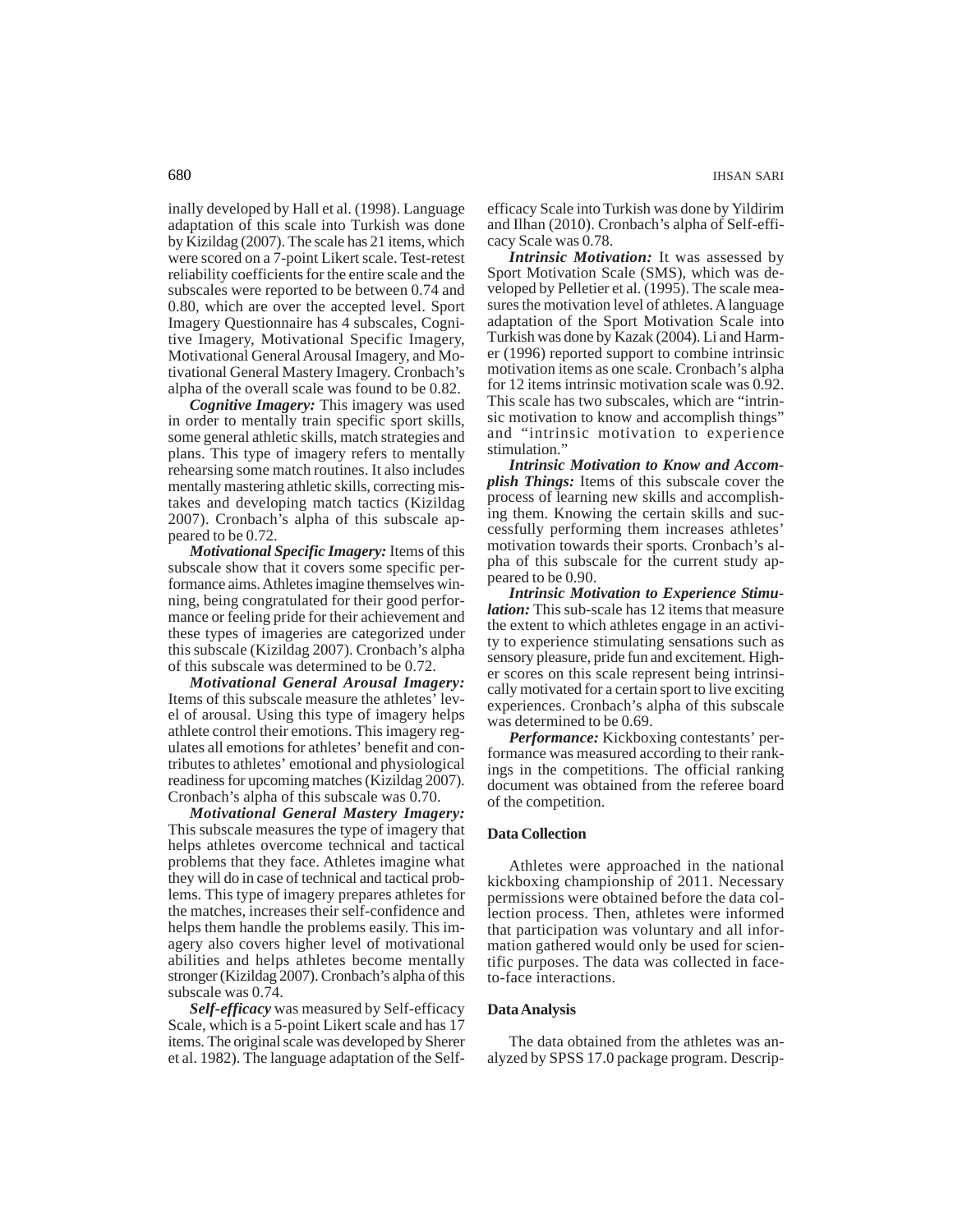inally developed by Hall et al. (1998). Language adaptation of this scale into Turkish was done by Kizildag (2007). The scale has 21 items, which were scored on a 7-point Likert scale. Test-retest reliability coefficients for the entire scale and the subscales were reported to be between 0.74 and 0.80, which are over the accepted level. Sport Imagery Questionnaire has 4 subscales, Cognitive Imagery, Motivational Specific Imagery, Motivational General Arousal Imagery, and Motivational General Mastery Imagery. Cronbach's alpha of the overall scale was found to be 0.82.

***Cognitive Imagery:*** This imagery was used in order to mentally train specific sport skills, some general athletic skills, match strategies and plans. This type of imagery refers to mentally rehearsing some match routines. It also includes mentally mastering athletic skills, correcting mistakes and developing match tactics (Kizildag 2007). Cronbach's alpha of this subscale appeared to be 0.72.

***Motivational Specific Imagery:*** Items of this subscale show that it covers some specific performance aims. Athletes imagine themselves winning, being congratulated for their good performance or feeling pride for their achievement and these types of imageries are categorized under this subscale (Kizildag 2007). Cronbach's alpha of this subscale was determined to be 0.72.

***Motivational General Arousal Imagery:*** Items of this subscale measure the athletes' level of arousal. Using this type of imagery helps athlete control their emotions. This imagery regulates all emotions for athletes' benefit and contributes to athletes' emotional and physiological readiness for upcoming matches (Kizildag 2007). Cronbach's alpha of this subscale was 0.70.

***Motivational General Mastery Imagery:*** This subscale measures the type of imagery that helps athletes overcome technical and tactical problems that they face. Athletes imagine what they will do in case of technical and tactical problems. This type of imagery prepares athletes for the matches, increases their self-confidence and helps them handle the problems easily. This imagery also covers higher level of motivational abilities and helps athletes become mentally stronger (Kizildag 2007). Cronbach's alpha of this subscale was 0.74.

***Self-efficacy*** was measured by Self-efficacy Scale, which is a 5-point Likert scale and has 17 items. The original scale was developed by Sherer et al. 1982). The language adaptation of the Self-efficacy Scale into Turkish was done by Yildirim and Ilhan (2010). Cronbach's alpha of Self-efficacy Scale was 0.78.

***Intrinsic Motivation:*** It was assessed by Sport Motivation Scale (SMS), which was developed by Pelletier et al. (1995). The scale measures the motivation level of athletes. A language adaptation of the Sport Motivation Scale into Turkish was done by Kazak (2004). Li and Harmer (1996) reported support to combine intrinsic motivation items as one scale. Cronbach's alpha for 12 items intrinsic motivation scale was 0.92. This scale has two subscales, which are "intrinsic motivation to know and accomplish things" and "intrinsic motivation to experience stimulation."

***Intrinsic Motivation to Know and Accomplish Things:*** Items of this subscale cover the process of learning new skills and accomplishing them. Knowing the certain skills and successfully performing them increases athletes' motivation towards their sports. Cronbach's alpha of this subscale for the current study appeared to be 0.90.

***Intrinsic Motivation to Experience Stimulation:*** This sub-scale has 12 items that measure the extent to which athletes engage in an activity to experience stimulating sensations such as sensory pleasure, pride fun and excitement. Higher scores on this scale represent being intrinsically motivated for a certain sport to live exciting experiences. Cronbach's alpha of this subscale was determined to be 0.69.

***Performance:*** Kickboxing contestants' performance was measured according to their rankings in the competitions. The official ranking document was obtained from the referee board of the competition.

**Data Collection**

Athletes were approached in the national kickboxing championship of 2011. Necessary permissions were obtained before the data collection process. Then, athletes were informed that participation was voluntary and all information gathered would only be used for scientific purposes. The data was collected in face-to-face interactions.

**Data Analysis**

The data obtained from the athletes was analyzed by SPSS 17.0 package program. Descrip-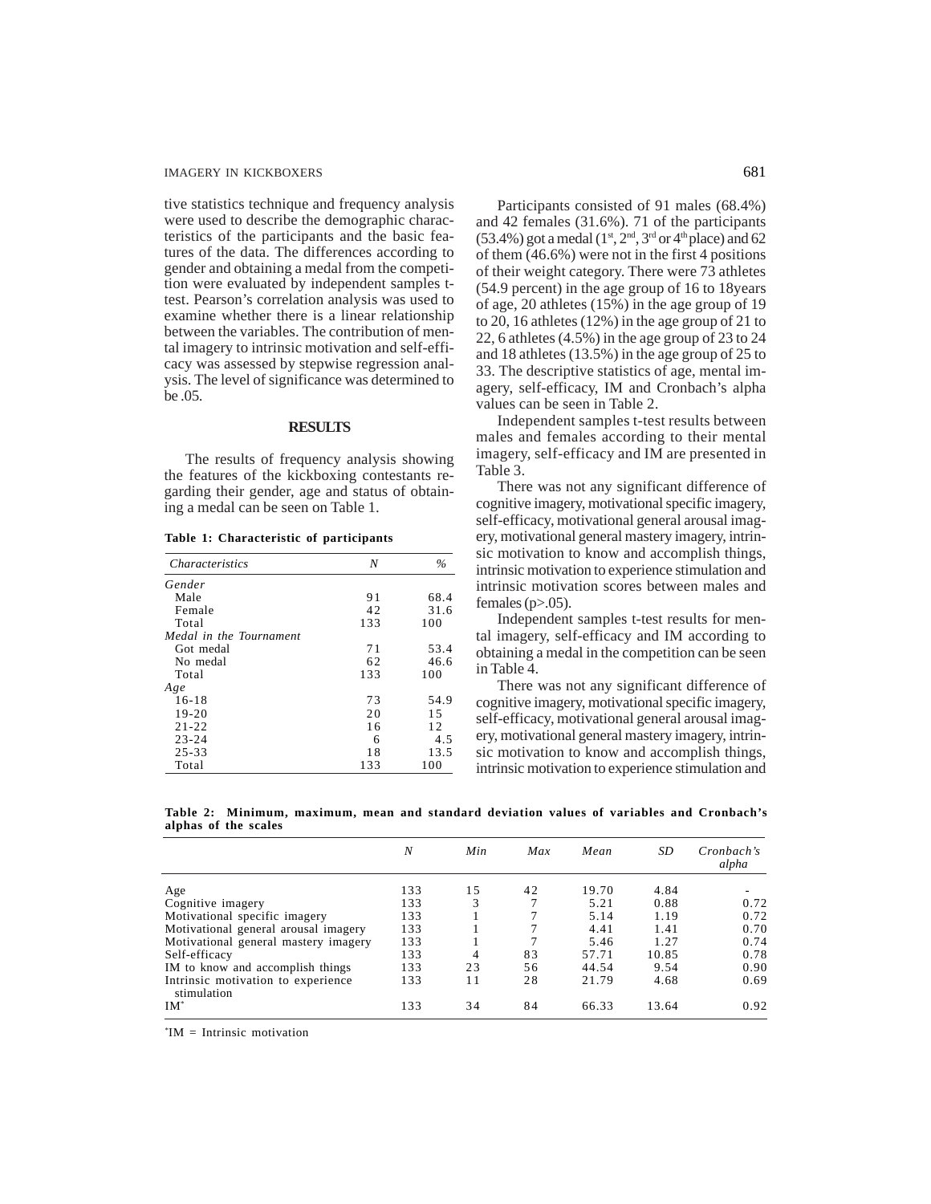tive statistics technique and frequency analysis were used to describe the demographic characteristics of the participants and the basic features of the data. The differences according to gender and obtaining a medal from the competition were evaluated by independent samples t-test. Pearson's correlation analysis was used to examine whether there is a linear relationship between the variables. The contribution of mental imagery to intrinsic motivation and self-efficacy was assessed by stepwise regression analysis. The level of significance was determined to be .05.

## RESULTS

The results of frequency analysis showing the features of the kickboxing contestants regarding their gender, age and status of obtaining a medal can be seen on Table 1.

**Table 1: Characteristic of participants**

| *Characteristics* | *N* | *%* |
|---|---|---|
| *Gender* | | |
| Male | 91 | 68.4 |
| Female | 42 | 31.6 |
| Total | 133 | 100 |
| *Medal in the Tournament* | | |
| Got medal | 71 | 53.4 |
| No medal | 62 | 46.6 |
| Total | 133 | 100 |
| *Age* | | |
| 16-18 | 73 | 54.9 |
| 19-20 | 20 | 15 |
| 21-22 | 16 | 12 |
| 23-24 | 6 | 4.5 |
| 25-33 | 18 | 13.5 |
| Total | 133 | 100 |

Participants consisted of 91 males (68.4%) and 42 females (31.6%). 71 of the participants (53.4%) got a medal (1st, 2nd, 3rd or 4th place) and 62 of them (46.6%) were not in the first 4 positions of their weight category. There were 73 athletes (54.9 percent) in the age group of 16 to 18years of age, 20 athletes (15%) in the age group of 19 to 20, 16 athletes (12%) in the age group of 21 to 22, 6 athletes (4.5%) in the age group of 23 to 24 and 18 athletes (13.5%) in the age group of 25 to 33. The descriptive statistics of age, mental imagery, self-efficacy, IM and Cronbach's alpha values can be seen in Table 2.

Independent samples t-test results between males and females according to their mental imagery, self-efficacy and IM are presented in Table 3.

There was not any significant difference of cognitive imagery, motivational specific imagery, self-efficacy, motivational general arousal imagery, motivational general mastery imagery, intrinsic motivation to know and accomplish things, intrinsic motivation to experience stimulation and intrinsic motivation scores between males and females ($p > .05$).

Independent samples t-test results for mental imagery, self-efficacy and IM according to obtaining a medal in the competition can be seen in Table 4.

There was not any significant difference of cognitive imagery, motivational specific imagery, self-efficacy, motivational general arousal imagery, motivational general mastery imagery, intrinsic motivation to know and accomplish things, intrinsic motivation to experience stimulation and

**Table 2: Minimum, maximum, mean and standard deviation values of variables and Cronbach's alphas of the scales**

| | *N* | *Min* | *Max* | *Mean* | *SD* | *Cronbach's alpha* |
|---|---|---|---|---|---|---|
| Age | 133 | 15 | 42 | 19.70 | 4.84 | - |
| Cognitive imagery | 133 | 3 | 7 | 5.21 | 0.88 | 0.72 |
| Motivational specific imagery | 133 | 1 | 7 | 5.14 | 1.19 | 0.72 |
| Motivational general arousal imagery | 133 | 1 | 7 | 4.41 | 1.41 | 0.70 |
| Motivational general mastery imagery | 133 | 1 | 7 | 5.46 | 1.27 | 0.74 |
| Self-efficacy | 133 | 4 | 83 | 57.71 | 10.85 | 0.78 |
| IM to know and accomplish things | 133 | 23 | 56 | 44.54 | 9.54 | 0.90 |
| Intrinsic motivation to experience stimulation | 133 | 11 | 28 | 21.79 | 4.68 | 0.69 |
| IM* | 133 | 34 | 84 | 66.33 | 13.64 | 0.92 |

*IM = Intrinsic motivation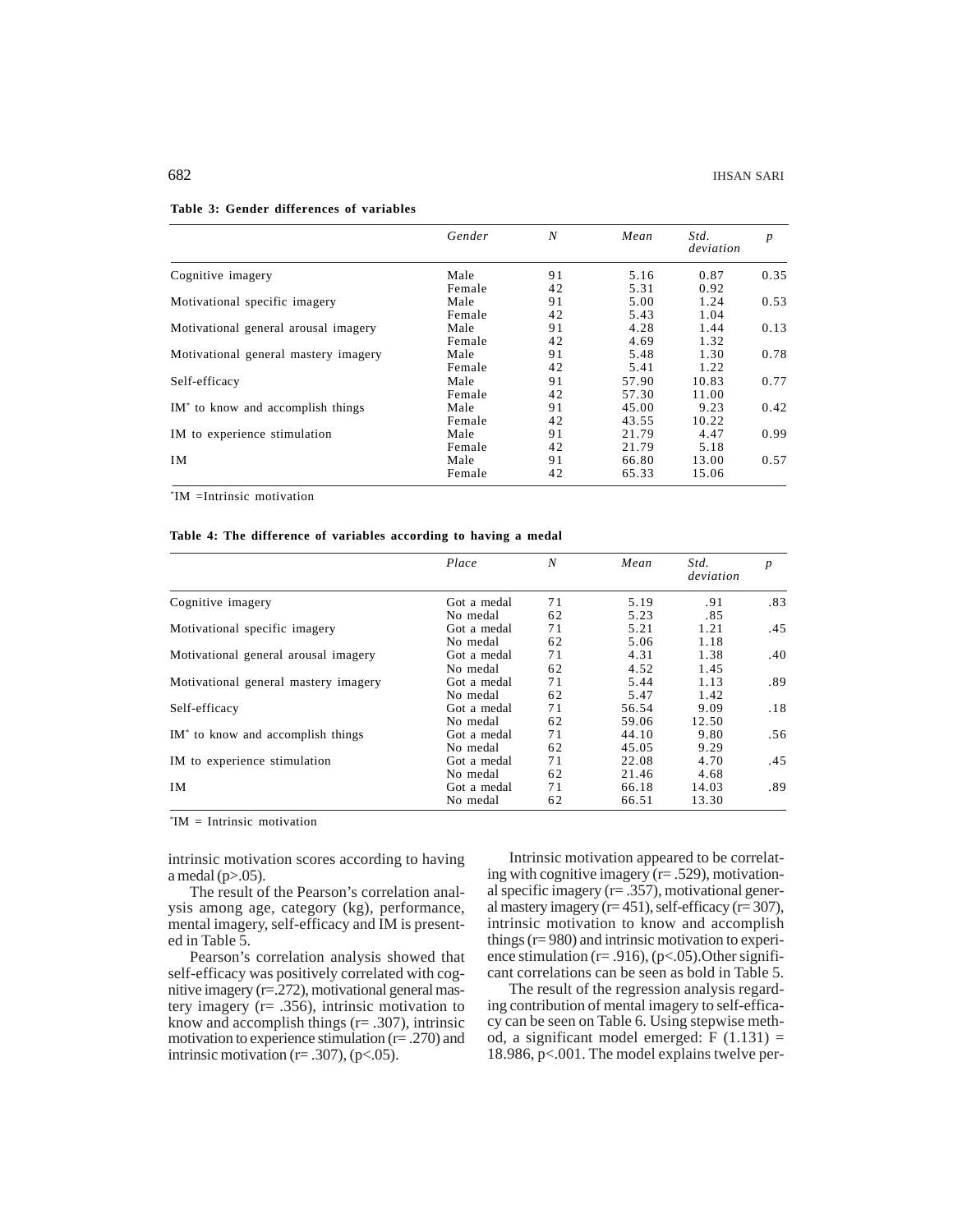**Table 3: Gender differences of variables**

| | *Gender* | *N* | *Mean* | *Std. deviation* | *p* |
|---|---|---|---|---|---|
| Cognitive imagery | Male | 91 | 5.16 | 0.87 | 0.35 |
| | Female | 42 | 5.31 | 0.92 | |
| Motivational specific imagery | Male | 91 | 5.00 | 1.24 | 0.53 |
| | Female | 42 | 5.43 | 1.04 | |
| Motivational general arousal imagery | Male | 91 | 4.28 | 1.44 | 0.13 |
| | Female | 42 | 4.69 | 1.32 | |
| Motivational general mastery imagery | Male | 91 | 5.48 | 1.30 | 0.78 |
| | Female | 42 | 5.41 | 1.22 | |
| Self-efficacy | Male | 91 | 57.90 | 10.83 | 0.77 |
| | Female | 42 | 57.30 | 11.00 | |
| IM* to know and accomplish things | Male | 91 | 45.00 | 9.23 | 0.42 |
| | Female | 42 | 43.55 | 10.22 | |
| IM to experience stimulation | Male | 91 | 21.79 | 4.47 | 0.99 |
| | Female | 42 | 21.79 | 5.18 | |
| IM | Male | 91 | 66.80 | 13.00 | 0.57 |
| | Female | 42 | 65.33 | 15.06 | |

*IM =Intrinsic motivation

**Table 4: The difference of variables according to having a medal**

| | *Place* | *N* | *Mean* | *Std. deviation* | *p* |
|---|---|---|---|---|---|
| Cognitive imagery | Got a medal | 71 | 5.19 | .91 | .83 |
| | No medal | 62 | 5.23 | .85 | |
| Motivational specific imagery | Got a medal | 71 | 5.21 | 1.21 | .45 |
| | No medal | 62 | 5.06 | 1.18 | |
| Motivational general arousal imagery | Got a medal | 71 | 4.31 | 1.38 | .40 |
| | No medal | 62 | 4.52 | 1.45 | |
| Motivational general mastery imagery | Got a medal | 71 | 5.44 | 1.13 | .89 |
| | No medal | 62 | 5.47 | 1.42 | |
| Self-efficacy | Got a medal | 71 | 56.54 | 9.09 | .18 |
| | No medal | 62 | 59.06 | 12.50 | |
| IM* to know and accomplish things | Got a medal | 71 | 44.10 | 9.80 | .56 |
| | No medal | 62 | 45.05 | 9.29 | |
| IM to experience stimulation | Got a medal | 71 | 22.08 | 4.70 | .45 |
| | No medal | 62 | 21.46 | 4.68 | |
| IM | Got a medal | 71 | 66.18 | 14.03 | .89 |
| | No medal | 62 | 66.51 | 13.30 | |

*IM = Intrinsic motivation

intrinsic motivation scores according to having a medal ($p>.05$).

The result of the Pearson's correlation analysis among age, category (kg), performance, mental imagery, self-efficacy and IM is presented in Table 5.

Pearson's correlation analysis showed that self-efficacy was positively correlated with cognitive imagery (r=.272), motivational general mastery imagery (r= .356), intrinsic motivation to know and accomplish things (r= .307), intrinsic motivation to experience stimulation (r= .270) and intrinsic motivation (r= .307), ($p<.05$).

Intrinsic motivation appeared to be correlating with cognitive imagery (r= .529), motivational specific imagery (r= .357), motivational general mastery imagery (r= 451), self-efficacy (r= 307), intrinsic motivation to know and accomplish things (r= 980) and intrinsic motivation to experience stimulation (r= .916), ($p<.05$).Other significant correlations can be seen as bold in Table 5.

The result of the regression analysis regarding contribution of mental imagery to self-efficacy can be seen on Table 6. Using stepwise method, a significant model emerged: $F(1.131) = 18.986$, $p<.001$. The model explains twelve per-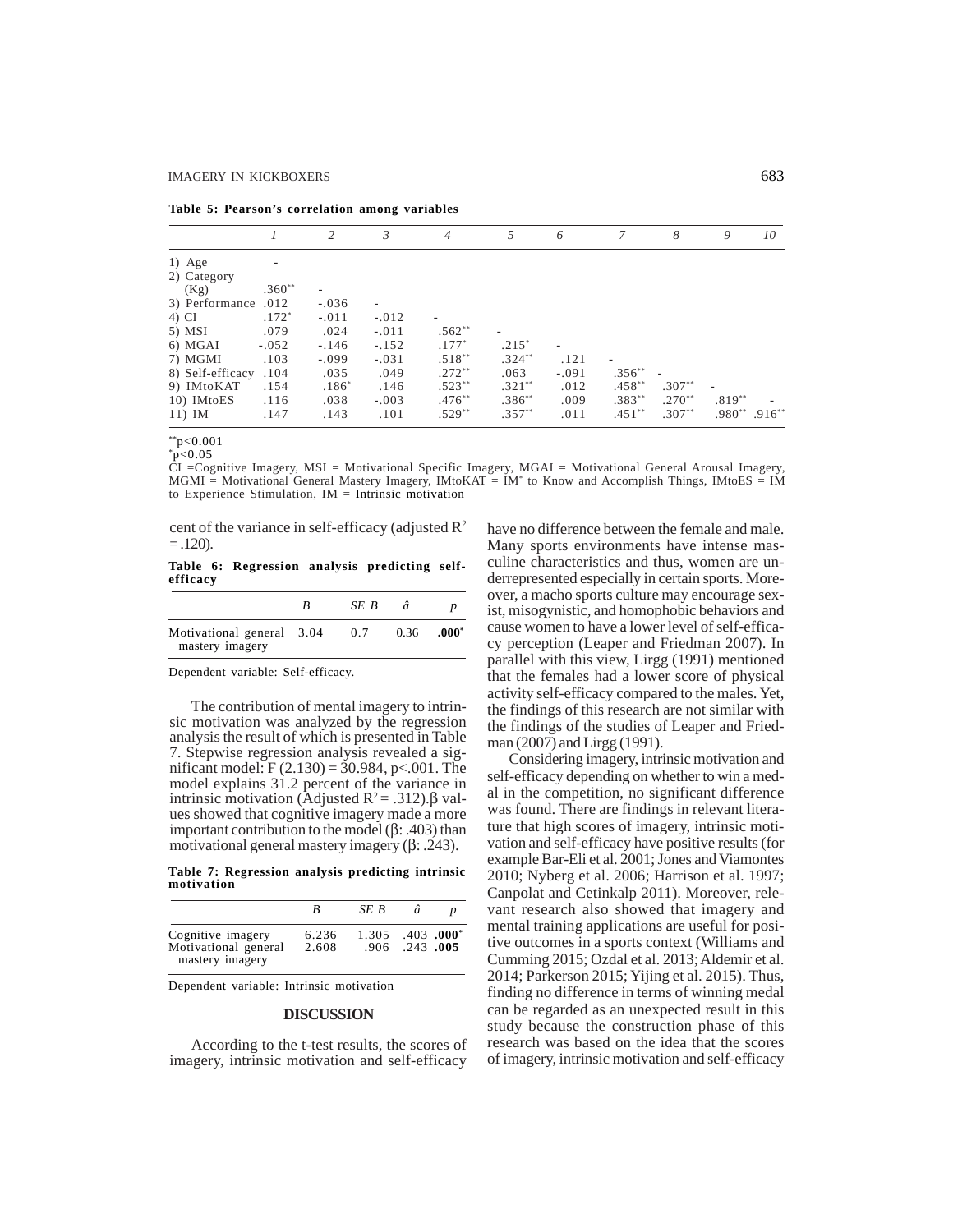**Table 5: Pearson's correlation among variables**

| | *1* | *2* | *3* | *4* | *5* | *6* | *7* | *8* | *9* | *10* |
|---|---|---|---|---|---|---|---|---|---|---|
| 1) Age | - | | | | | | | | | |
| 2) Category (Kg) | .360** | - | | | | | | | | |
| 3) Performance | .012 | -.036 | - | | | | | | | |
| 4) CI | .172* | -.011 | -.012 | - | | | | | | |
| 5) MSI | .079 | .024 | -.011 | .562** | - | | | | | |
| 6) MGAI | -.052 | -.146 | -.152 | .177* | .215* | - | | | | |
| 7) MGMI | .103 | -.099 | -.031 | .518** | .324** | .121 | - | | | |
| 8) Self-efficacy | .104 | .035 | .049 | .272** | .063 | -.091 | .356** | - | | |
| 9) IMtoKAT | .154 | .186* | .146 | .523** | .321** | .012 | .458** | .307** | - | |
| 10) IMtoES | .116 | .038 | -.003 | .476** | .386** | .009 | .383** | .270** | .819** | - |
| 11) IM | .147 | .143 | .101 | .529** | .357** | .011 | .451** | .307** | .980** | .916** |

**$p<0.001$
*$p<0.05$
CI =Cognitive Imagery, MSI = Motivational Specific Imagery, MGAI = Motivational General Arousal Imagery, MGMI = Motivational General Mastery Imagery, IMtoKAT = IM* to Know and Accomplish Things, IMtoES = IM to Experience Stimulation, IM = Intrinsic motivation

cent of the variance in self-efficacy (adjusted $R^2 = .120$).

**Table 6: Regression analysis predicting self-efficacy**

| | *B* | *SE B* | *â* | *p* |
|---|---|---|---|---|
| Motivational general mastery imagery | 3.04 | 0.7 | 0.36 | **.000*** |

Dependent variable: Self-efficacy.

The contribution of mental imagery to intrinsic motivation was analyzed by the regression analysis the result of which is presented in Table 7. Stepwise regression analysis revealed a significant model: F (2.130) = 30.984, p<.001. The model explains 31.2 percent of the variance in intrinsic motivation (Adjusted $R^2 = .312$).β values showed that cognitive imagery made a more important contribution to the model (β: .403) than motivational general mastery imagery (β: .243).

**Table 7: Regression analysis predicting intrinsic motivation**

| | *B* | *SE B* | *â* | *p* |
|---|---|---|---|---|
| Cognitive imagery | 6.236 | 1.305 | .403 | **.000*** |
| Motivational general mastery imagery | 2.608 | .906 | .243 | **.005** |

Dependent variable: Intrinsic motivation

## DISCUSSION

According to the t-test results, the scores of imagery, intrinsic motivation and self-efficacy have no difference between the female and male. Many sports environments have intense masculine characteristics and thus, women are underrepresented especially in certain sports. Moreover, a macho sports culture may encourage sexist, misogynistic, and homophobic behaviors and cause women to have a lower level of self-efficacy perception (Leaper and Friedman 2007). In parallel with this view, Lirgg (1991) mentioned that the females had a lower score of physical activity self-efficacy compared to the males. Yet, the findings of this research are not similar with the findings of the studies of Leaper and Friedman (2007) and Lirgg (1991).

Considering imagery, intrinsic motivation and self-efficacy depending on whether to win a medal in the competition, no significant difference was found. There are findings in relevant literature that high scores of imagery, intrinsic motivation and self-efficacy have positive results (for example Bar-Eli et al. 2001; Jones and Viamontes 2010; Nyberg et al. 2006; Harrison et al. 1997; Canpolat and Cetinkalp 2011). Moreover, relevant research also showed that imagery and mental training applications are useful for positive outcomes in a sports context (Williams and Cumming 2015; Ozdal et al. 2013; Aldemir et al. 2014; Parkerson 2015; Yijing et al. 2015). Thus, finding no difference in terms of winning medal can be regarded as an unexpected result in this study because the construction phase of this research was based on the idea that the scores of imagery, intrinsic motivation and self-efficacy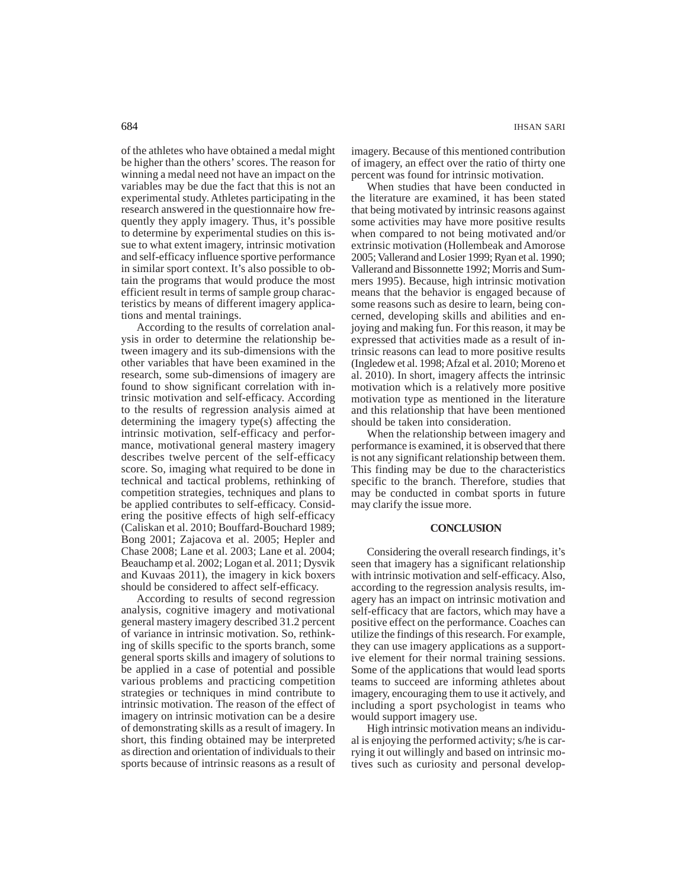of the athletes who have obtained a medal might be higher than the others' scores. The reason for winning a medal need not have an impact on the variables may be due the fact that this is not an experimental study. Athletes participating in the research answered in the questionnaire how frequently they apply imagery. Thus, it's possible to determine by experimental studies on this issue to what extent imagery, intrinsic motivation and self-efficacy influence sportive performance in similar sport context. It's also possible to obtain the programs that would produce the most efficient result in terms of sample group characteristics by means of different imagery applications and mental trainings.

According to the results of correlation analysis in order to determine the relationship between imagery and its sub-dimensions with the other variables that have been examined in the research, some sub-dimensions of imagery are found to show significant correlation with intrinsic motivation and self-efficacy. According to the results of regression analysis aimed at determining the imagery type(s) affecting the intrinsic motivation, self-efficacy and performance, motivational general mastery imagery describes twelve percent of the self-efficacy score. So, imaging what required to be done in technical and tactical problems, rethinking of competition strategies, techniques and plans to be applied contributes to self-efficacy. Considering the positive effects of high self-efficacy (Caliskan et al. 2010; Bouffard-Bouchard 1989; Bong 2001; Zajacova et al. 2005; Hepler and Chase 2008; Lane et al. 2003; Lane et al. 2004; Beauchamp et al. 2002; Logan et al. 2011; Dysvik and Kuvaas 2011), the imagery in kick boxers should be considered to affect self-efficacy.

According to results of second regression analysis, cognitive imagery and motivational general mastery imagery described 31.2 percent of variance in intrinsic motivation. So, rethinking of skills specific to the sports branch, some general sports skills and imagery of solutions to be applied in a case of potential and possible various problems and practicing competition strategies or techniques in mind contribute to intrinsic motivation. The reason of the effect of imagery on intrinsic motivation can be a desire of demonstrating skills as a result of imagery. In short, this finding obtained may be interpreted as direction and orientation of individuals to their sports because of intrinsic reasons as a result of imagery. Because of this mentioned contribution of imagery, an effect over the ratio of thirty one percent was found for intrinsic motivation.

When studies that have been conducted in the literature are examined, it has been stated that being motivated by intrinsic reasons against some activities may have more positive results when compared to not being motivated and/or extrinsic motivation (Hollembeak and Amorose 2005; Vallerand and Losier 1999; Ryan et al. 1990; Vallerand and Bissonnette 1992; Morris and Summers 1995). Because, high intrinsic motivation means that the behavior is engaged because of some reasons such as desire to learn, being concerned, developing skills and abilities and enjoying and making fun. For this reason, it may be expressed that activities made as a result of intrinsic reasons can lead to more positive results (Ingledew et al. 1998; Afzal et al. 2010; Moreno et al. 2010). In short, imagery affects the intrinsic motivation which is a relatively more positive motivation type as mentioned in the literature and this relationship that have been mentioned should be taken into consideration.

When the relationship between imagery and performance is examined, it is observed that there is not any significant relationship between them. This finding may be due to the characteristics specific to the branch. Therefore, studies that may be conducted in combat sports in future may clarify the issue more.

## CONCLUSION

Considering the overall research findings, it's seen that imagery has a significant relationship with intrinsic motivation and self-efficacy. Also, according to the regression analysis results, imagery has an impact on intrinsic motivation and self-efficacy that are factors, which may have a positive effect on the performance. Coaches can utilize the findings of this research. For example, they can use imagery applications as a supportive element for their normal training sessions. Some of the applications that would lead sports teams to succeed are informing athletes about imagery, encouraging them to use it actively, and including a sport psychologist in teams who would support imagery use.

High intrinsic motivation means an individual is enjoying the performed activity; s/he is carrying it out willingly and based on intrinsic motives such as curiosity and personal develop-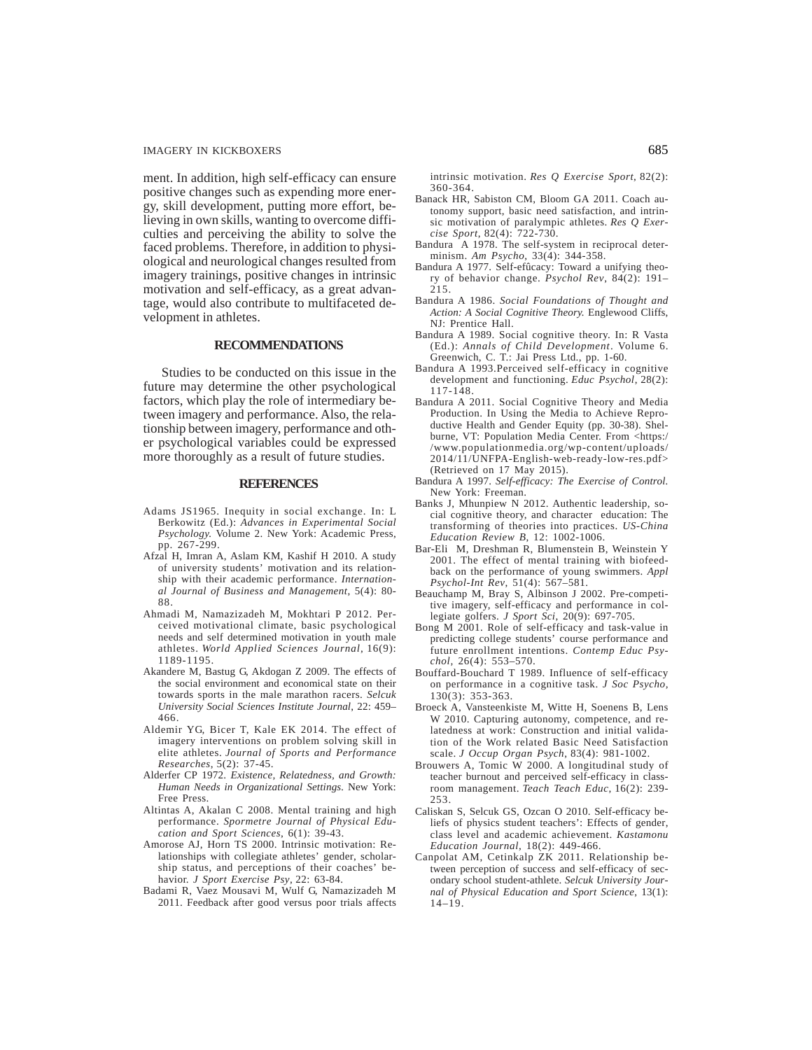ment. In addition, high self-efficacy can ensure positive changes such as expending more energy, skill development, putting more effort, believing in own skills, wanting to overcome difficulties and perceiving the ability to solve the faced problems. Therefore, in addition to physiological and neurological changes resulted from imagery trainings, positive changes in intrinsic motivation and self-efficacy, as a great advantage, would also contribute to multifaceted development in athletes.

## RECOMMENDATIONS

Studies to be conducted on this issue in the future may determine the other psychological factors, which play the role of intermediary between imagery and performance. Also, the relationship between imagery, performance and other psychological variables could be expressed more thoroughly as a result of future studies.

## REFERENCES

Adams JS1965. Inequity in social exchange. In: L Berkowitz (Ed.): *Advances in Experimental Social Psychology.* Volume 2. New York: Academic Press, pp. 267-299.

Afzal H, Imran A, Aslam KM, Kashif H 2010. A study of university students' motivation and its relationship with their academic performance. *International Journal of Business and Management*, 5(4): 80-88.

Ahmadi M, Namazizadeh M, Mokhtari P 2012. Perceived motivational climate, basic psychological needs and self determined motivation in youth male athletes. *World Applied Sciences Journal*, 16(9): 1189-1195.

Akandere M, Bastug G, Akdogan Z 2009. The effects of the social environment and economical state on their towards sports in the male marathon racers. *Selcuk University Social Sciences Institute Journal*, 22: 459–466.

Aldemir YG, Bicer T, Kale EK 2014. The effect of imagery interventions on problem solving skill in elite athletes. *Journal of Sports and Performance Researches*, 5(2): 37-45.

Alderfer CP 1972. *Existence, Relatedness, and Growth: Human Needs in Organizational Settings.* New York: Free Press.

Altintas A, Akalan C 2008. Mental training and high performance. *Spormetre Journal of Physical Education and Sport Sciences*, 6(1): 39-43.

Amorose AJ, Horn TS 2000. Intrinsic motivation: Relationships with collegiate athletes' gender, scholarship status, and perceptions of their coaches' behavior. *J Sport Exercise Psy*, 22: 63-84.

Badami R, Vaez Mousavi M, Wulf G, Namazizadeh M 2011. Feedback after good versus poor trials affects intrinsic motivation. *Res Q Exercise Sport*, 82(2): 360-364.

Banack HR, Sabiston CM, Bloom GA 2011. Coach autonomy support, basic need satisfaction, and intrinsic motivation of paralympic athletes. *Res Q Exercise Sport*, 82(4): 722-730.

Bandura A 1978. The self-system in reciprocal determinism. *Am Psycho*, 33(4): 344-358.

Bandura A 1977. Self-efûcacy: Toward a unifying theory of behavior change. *Psychol Rev*, 84(2): 191–215.

Bandura A 1986. *Social Foundations of Thought and Action: A Social Cognitive Theory.* Englewood Cliffs, NJ: Prentice Hall.

Bandura A 1989. Social cognitive theory. In: R Vasta (Ed.): *Annals of Child Development*. Volume 6. Greenwich, C. T.: Jai Press Ltd., pp. 1-60.

Bandura A 1993.Perceived self-efficacy in cognitive development and functioning. *Educ Psychol*, 28(2): 117-148.

Bandura A 2011. Social Cognitive Theory and Media Production. In Using the Media to Achieve Reproductive Health and Gender Equity (pp. 30-38). Shelburne, VT: Population Media Center. From <https://www.populationmedia.org/wp-content/uploads/2014/11/UNFPA-English-web-ready-low-res.pdf> (Retrieved on 17 May 2015).

Bandura A 1997. *Self-efficacy: The Exercise of Control.* New York: Freeman.

Banks J, Mhunpiew N 2012. Authentic leadership, social cognitive theory, and character education: The transforming of theories into practices. *US-China Education Review B*, 12: 1002-1006.

Bar-Eli M, Dreshman R, Blumenstein B, Weinstein Y 2001. The effect of mental training with biofeedback on the performance of young swimmers. *Appl Psychol-Int Rev*, 51(4): 567–581.

Beauchamp M, Bray S, Albinson J 2002. Pre-competitive imagery, self-efficacy and performance in collegiate golfers. *J Sport Sci*, 20(9): 697-705.

Bong M 2001. Role of self-efficacy and task-value in predicting college students' course performance and future enrollment intentions. *Contemp Educ Psychol*, 26(4): 553–570.

Bouffard-Bouchard T 1989. Influence of self-efficacy on performance in a cognitive task. *J Soc Psycho*, 130(3): 353-363.

Broeck A, Vansteenkiste M, Witte H, Soenens B, Lens W 2010. Capturing autonomy, competence, and relatedness at work: Construction and initial validation of the Work related Basic Need Satisfaction scale. *J Occup Organ Psych*, 83(4): 981-1002.

Brouwers A, Tomic W 2000. A longitudinal study of teacher burnout and perceived self-efficacy in classroom management. *Teach Teach Educ*, 16(2): 239-253.

Caliskan S, Selcuk GS, Ozcan O 2010. Self-efficacy beliefs of physics student teachers': Effects of gender, class level and academic achievement. *Kastamonu Education Journal*, 18(2): 449-466.

Canpolat AM, Cetinkalp ZK 2011. Relationship between perception of success and self-efficacy of secondary school student-athlete. *Selcuk University Journal of Physical Education and Sport Science*, 13(1): 14–19.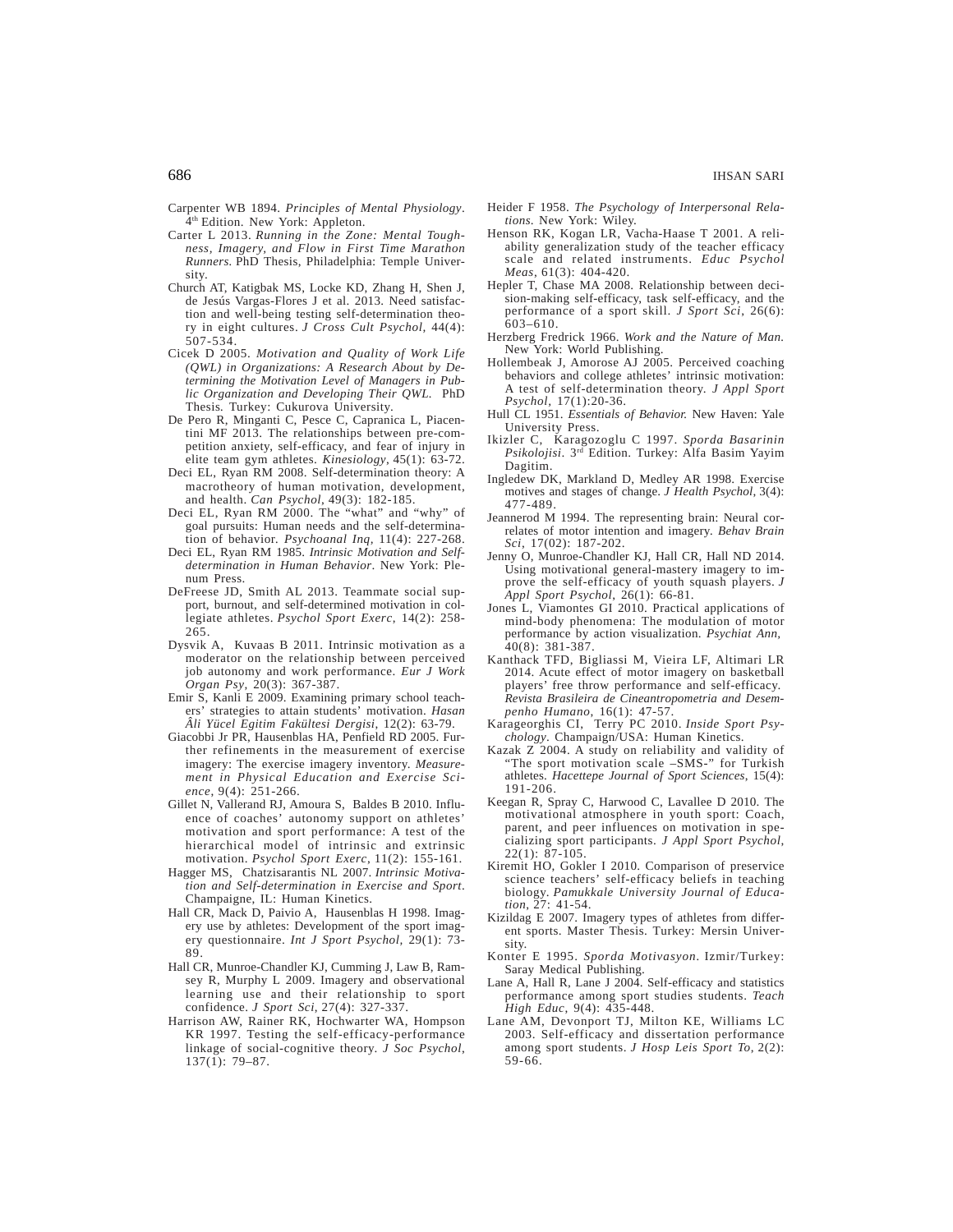Carpenter WB 1894. *Principles of Mental Physiology*. 4th Edition. New York: Appleton.

Carter L 2013. *Running in the Zone: Mental Toughness, Imagery, and Flow in First Time Marathon Runners.* PhD Thesis, Philadelphia: Temple University.

Church AT, Katigbak MS, Locke KD, Zhang H, Shen J, de Jesús Vargas-Flores J et al. 2013. Need satisfaction and well-being testing self-determination theory in eight cultures. *J Cross Cult Psychol*, 44(4): 507-534.

Cicek D 2005. *Motivation and Quality of Work Life (QWL) in Organizations: A Research About by Determining the Motivation Level of Managers in Public Organization and Developing Their QWL.* PhD Thesis. Turkey: Cukurova University.

De Pero R, Minganti C, Pesce C, Capranica L, Piacentini MF 2013. The relationships between pre-competition anxiety, self-efficacy, and fear of injury in elite team gym athletes. *Kinesiology*, 45(1): 63-72.

Deci EL, Ryan RM 2008. Self-determination theory: A macrotheory of human motivation, development, and health. *Can Psychol*, 49(3): 182-185.

Deci EL, Ryan RM 2000. The "what" and "why" of goal pursuits: Human needs and the self-determination of behavior. *Psychoanal Inq*, 11(4): 227-268.

Deci EL, Ryan RM 1985. *Intrinsic Motivation and Self-determination in Human Behavior*. New York: Plenum Press.

DeFreese JD, Smith AL 2013. Teammate social support, burnout, and self-determined motivation in collegiate athletes. *Psychol Sport Exerc*, 14(2): 258-265.

Dysvik A, Kuvaas B 2011. Intrinsic motivation as a moderator on the relationship between perceived job autonomy and work performance. *Eur J Work Organ Psy*, 20(3): 367-387.

Emir S, Kanli E 2009. Examining primary school teachers' strategies to attain students' motivation. *Hasan Âli Yücel Egitim Fakültesi Dergisi*, 12(2): 63-79.

Giacobbi Jr PR, Hausenblas HA, Penfield RD 2005. Further refinements in the measurement of exercise imagery: The exercise imagery inventory. *Measurement in Physical Education and Exercise Science*, 9(4): 251-266.

Gillet N, Vallerand RJ, Amoura S, Baldes B 2010. Influence of coaches' autonomy support on athletes' motivation and sport performance: A test of the hierarchical model of intrinsic and extrinsic motivation. *Psychol Sport Exerc*, 11(2): 155-161.

Hagger MS, Chatzisarantis NL 2007. *Intrinsic Motivation and Self-determination in Exercise and Sport*. Champaigne, IL: Human Kinetics.

Hall CR, Mack D, Paivio A, Hausenblas H 1998. Imagery use by athletes: Development of the sport imagery questionnaire. *Int J Sport Psychol*, 29(1): 73-89.

Hall CR, Munroe-Chandler KJ, Cumming J, Law B, Ramsey R, Murphy L 2009. Imagery and observational learning use and their relationship to sport confidence. *J Sport Sci*, 27(4): 327-337.

Harrison AW, Rainer RK, Hochwarter WA, Hompson KR 1997. Testing the self-efficacy-performance linkage of social-cognitive theory. *J Soc Psychol*, 137(1): 79–87.

Heider F 1958. *The Psychology of Interpersonal Relations.* New York: Wiley.

Henson RK, Kogan LR, Vacha-Haase T 2001. A reliability generalization study of the teacher efficacy scale and related instruments. *Educ Psychol Meas*, 61(3): 404-420.

Hepler T, Chase MA 2008. Relationship between decision-making self-efficacy, task self-efficacy, and the performance of a sport skill. *J Sport Sci*, 26(6): 603–610.

Herzberg Fredrick 1966. *Work and the Nature of Man.* New York: World Publishing.

Hollembeak J, Amorose AJ 2005. Perceived coaching behaviors and college athletes' intrinsic motivation: A test of self-determination theory. *J Appl Sport Psychol*, 17(1):20-36.

Hull CL 1951. *Essentials of Behavior.* New Haven: Yale University Press.

Ikizler C, Karagozoglu C 1997. *Sporda Basarinin Psikolojisi*. 3rd Edition. Turkey: Alfa Basim Yayim Dagitim.

Ingledew DK, Markland D, Medley AR 1998. Exercise motives and stages of change. *J Health Psychol*, 3(4): 477-489.

Jeannerod M 1994. The representing brain: Neural correlates of motor intention and imagery. *Behav Brain Sci*, 17(02): 187-202.

Jenny O, Munroe-Chandler KJ, Hall CR, Hall ND 2014. Using motivational general-mastery imagery to improve the self-efficacy of youth squash players. *J Appl Sport Psychol*, 26(1): 66-81.

Jones L, Viamontes GI 2010. Practical applications of mind-body phenomena: The modulation of motor performance by action visualization. *Psychiat Ann*, 40(8): 381-387.

Kanthack TFD, Bigliassi M, Vieira LF, Altimari LR 2014. Acute effect of motor imagery on basketball players' free throw performance and self-efficacy. *Revista Brasileira de Cineantropometria and Desempenho Humano*, 16(1): 47-57.

Karageorghis CI, Terry PC 2010. *Inside Sport Psychology*. Champaign/USA: Human Kinetics.

Kazak Z 2004. A study on reliability and validity of "The sport motivation scale –SMS-" for Turkish athletes. *Hacettepe Journal of Sport Sciences*, 15(4): 191-206.

Keegan R, Spray C, Harwood C, Lavallee D 2010. The motivational atmosphere in youth sport: Coach, parent, and peer influences on motivation in specializing sport participants. *J Appl Sport Psychol*, 22(1): 87-105.

Kiremit HO, Gokler I 2010. Comparison of preservice science teachers' self-efficacy beliefs in teaching biology. *Pamukkale University Journal of Education*, 27: 41-54.

Kizildag E 2007. Imagery types of athletes from different sports. Master Thesis. Turkey: Mersin University.

Konter E 1995. *Sporda Motivasyon*. Izmir/Turkey: Saray Medical Publishing.

Lane A, Hall R, Lane J 2004. Self-efficacy and statistics performance among sport studies students. *Teach High Educ*, 9(4): 435-448.

Lane AM, Devonport TJ, Milton KE, Williams LC 2003. Self-efficacy and dissertation performance among sport students. *J Hosp Leis Sport To*, 2(2): 59-66.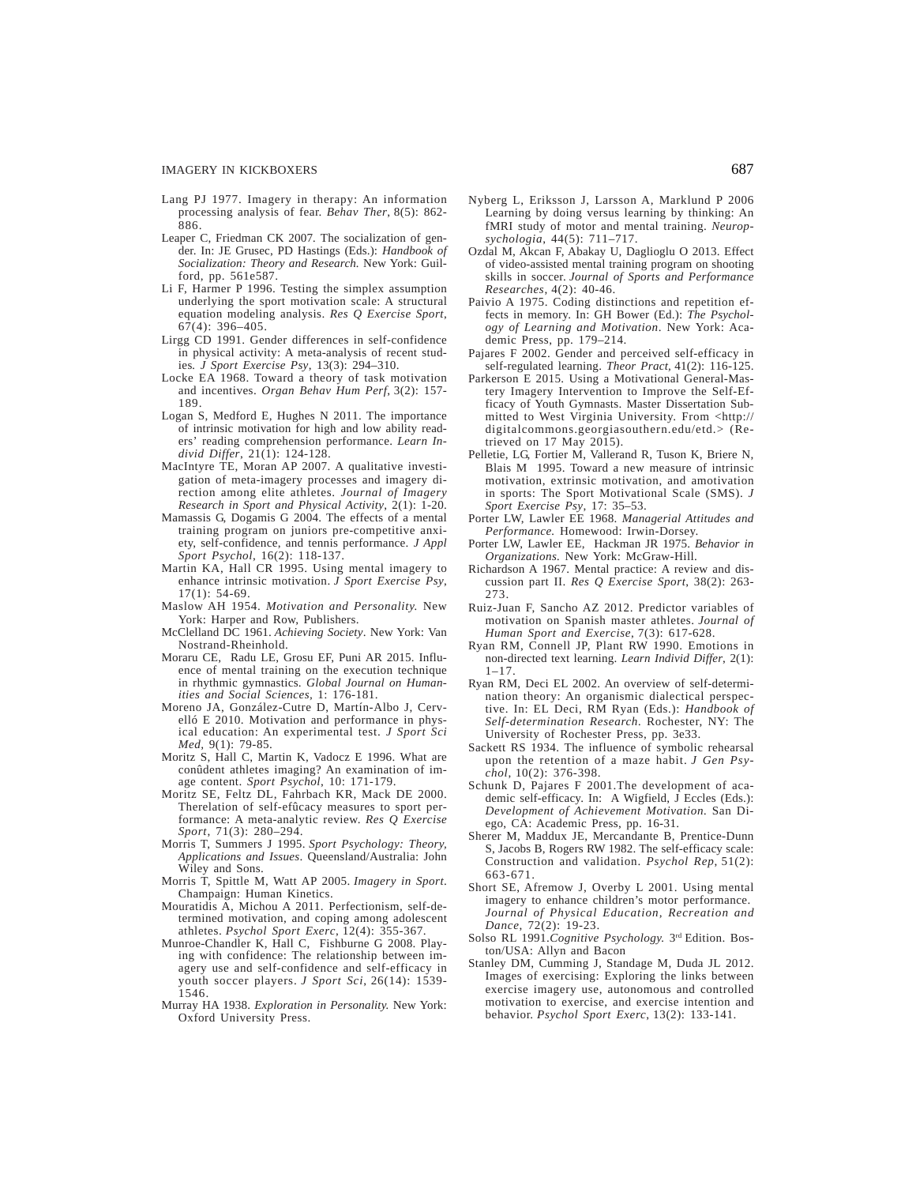Lang PJ 1977. Imagery in therapy: An information processing analysis of fear. *Behav Ther*, 8(5): 862-886.

Leaper C, Friedman CK 2007. The socialization of gender. In: JE Grusec, PD Hastings (Eds.): *Handbook of Socialization: Theory and Research.* New York: Guilford, pp. 561e587.

Li F, Harmer P 1996. Testing the simplex assumption underlying the sport motivation scale: A structural equation modeling analysis. *Res Q Exercise Sport*, 67(4): 396–405.

Lirgg CD 1991. Gender differences in self-confidence in physical activity: A meta-analysis of recent studies. *J Sport Exercise Psy*, 13(3): 294–310.

Locke EA 1968. Toward a theory of task motivation and incentives. *Organ Behav Hum Perf*, 3(2): 157-189.

Logan S, Medford E, Hughes N 2011. The importance of intrinsic motivation for high and low ability readers' reading comprehension performance. *Learn Individ Differ*, 21(1): 124-128.

MacIntyre TE, Moran AP 2007. A qualitative investigation of meta-imagery processes and imagery direction among elite athletes. *Journal of Imagery Research in Sport and Physical Activity*, 2(1): 1-20.

Mamassis G, Dogamis G 2004. The effects of a mental training program on juniors pre-competitive anxiety, self-confidence, and tennis performance. *J Appl Sport Psychol*, 16(2): 118-137.

Martin KA, Hall CR 1995. Using mental imagery to enhance intrinsic motivation. *J Sport Exercise Psy*, 17(1): 54-69.

Maslow AH 1954. *Motivation and Personality.* New York: Harper and Row, Publishers.

McClelland DC 1961. *Achieving Society*. New York: Van Nostrand-Rheinhold.

Moraru CE, Radu LE, Grosu EF, Puni AR 2015. Influence of mental training on the execution technique in rhythmic gymnastics. *Global Journal on Humanities and Social Sciences*, 1: 176-181.

Moreno JA, González-Cutre D, Martín-Albo J, Cervelló E 2010. Motivation and performance in physical education: An experimental test. *J Sport Sci Med*, 9(1): 79-85.

Moritz S, Hall C, Martin K, Vadocz E 1996. What are conûdent athletes imaging? An examination of image content. *Sport Psychol*, 10: 171-179.

Moritz SE, Feltz DL, Fahrbach KR, Mack DE 2000. Therelation of self-efûcacy measures to sport performance: A meta-analytic review. *Res Q Exercise Sport*, 71(3): 280–294.

Morris T, Summers J 1995. *Sport Psychology: Theory, Applications and Issues*. Queensland/Australia: John Wiley and Sons.

Morris T, Spittle M, Watt AP 2005. *Imagery in Sport*. Champaign: Human Kinetics.

Mouratidis A, Michou A 2011. Perfectionism, self-determined motivation, and coping among adolescent athletes. *Psychol Sport Exerc*, 12(4): 355-367.

Munroe-Chandler K, Hall C, Fishburne G 2008. Playing with confidence: The relationship between imagery use and self-confidence and self-efficacy in youth soccer players. *J Sport Sci*, 26(14): 1539-1546.

Murray HA 1938. *Exploration in Personality.* New York: Oxford University Press.

Nyberg L, Eriksson J, Larsson A, Marklund P 2006 Learning by doing versus learning by thinking: An fMRI study of motor and mental training. *Neuropsychologia*, 44(5): 711–717.

Ozdal M, Akcan F, Abakay U, Daglioglu O 2013. Effect of video-assisted mental training program on shooting skills in soccer. *Journal of Sports and Performance Researches*, 4(2): 40-46.

Paivio A 1975. Coding distinctions and repetition effects in memory. In: GH Bower (Ed.): *The Psychology of Learning and Motivation*. New York: Academic Press, pp. 179–214.

Pajares F 2002. Gender and perceived self-efficacy in self-regulated learning. *Theor Pract*, 41(2): 116-125.

Parkerson E 2015. Using a Motivational General-Mastery Imagery Intervention to Improve the Self-Efficacy of Youth Gymnasts. Master Dissertation Submitted to West Virginia University. From <http://digitalcommons.georgiasouthern.edu/etd.> (Retrieved on 17 May 2015).

Pelletie, LG, Fortier M, Vallerand R, Tuson K, Briere N, Blais M 1995. Toward a new measure of intrinsic motivation, extrinsic motivation, and amotivation in sports: The Sport Motivational Scale (SMS). *J Sport Exercise Psy*, 17: 35–53.

Porter LW, Lawler EE 1968. *Managerial Attitudes and Performance.* Homewood: Irwin-Dorsey.

Porter LW, Lawler EE, Hackman JR 1975. *Behavior in Organizations.* New York: McGraw-Hill.

Richardson A 1967. Mental practice: A review and discussion part II. *Res Q Exercise Sport*, 38(2): 263-273.

Ruiz-Juan F, Sancho AZ 2012. Predictor variables of motivation on Spanish master athletes. *Journal of Human Sport and Exercise*, 7(3): 617-628.

Ryan RM, Connell JP, Plant RW 1990. Emotions in non-directed text learning. *Learn Individ Differ*, 2(1): 1–17.

Ryan RM, Deci EL 2002. An overview of self-determination theory: An organismic dialectical perspective. In: EL Deci, RM Ryan (Eds.): *Handbook of Self-determination Research*. Rochester, NY: The University of Rochester Press, pp. 3e33.

Sackett RS 1934. The influence of symbolic rehearsal upon the retention of a maze habit. *J Gen Psychol*, 10(2): 376-398.

Schunk D, Pajares F 2001.The development of academic self-efficacy. In: A Wigfield, J Eccles (Eds.): *Development of Achievement Motivation*. San Diego, CA: Academic Press, pp. 16-31.

Sherer M, Maddux JE, Mercandante B, Prentice-Dunn S, Jacobs B, Rogers RW 1982. The self-efficacy scale: Construction and validation. *Psychol Rep*, 51(2): 663-671.

Short SE, Afremow J, Overby L 2001. Using mental imagery to enhance children's motor performance. *Journal of Physical Education, Recreation and Dance*, 72(2): 19-23.

Solso RL 1991.*Cognitive Psychology.* 3rd Edition. Boston/USA: Allyn and Bacon

Stanley DM, Cumming J, Standage M, Duda JL 2012. Images of exercising: Exploring the links between exercise imagery use, autonomous and controlled motivation to exercise, and exercise intention and behavior. *Psychol Sport Exerc*, 13(2): 133-141.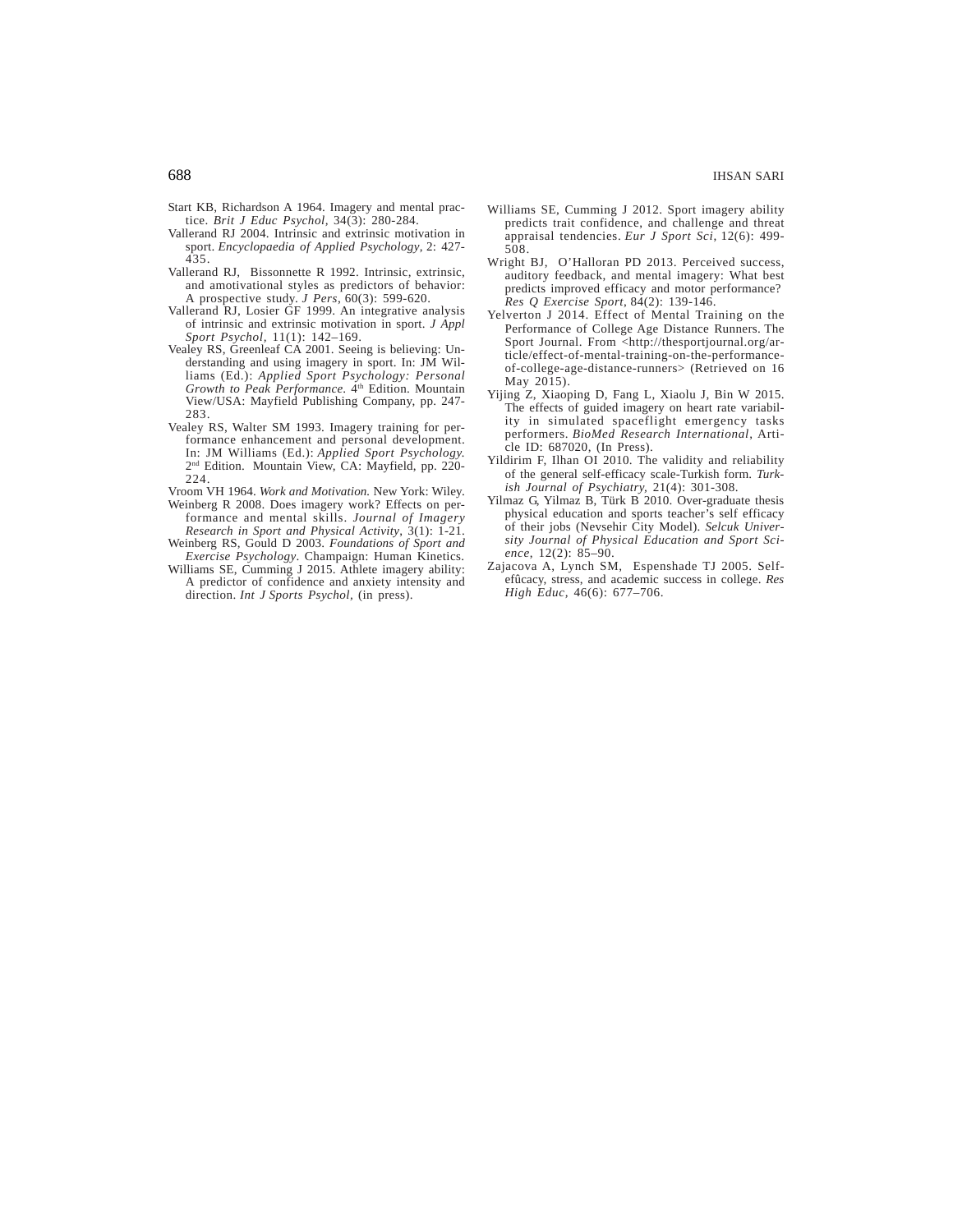Start KB, Richardson A 1964. Imagery and mental practice. *Brit J Educ Psychol*, 34(3): 280-284.

Vallerand RJ 2004. Intrinsic and extrinsic motivation in sport. *Encyclopaedia of Applied Psychology*, 2: 427-435.

Vallerand RJ, Bissonnette R 1992. Intrinsic, extrinsic, and amotivational styles as predictors of behavior: A prospective study. *J Pers*, 60(3): 599-620.

Vallerand RJ, Losier GF 1999. An integrative analysis of intrinsic and extrinsic motivation in sport. *J Appl Sport Psychol*, 11(1): 142–169.

Vealey RS, Greenleaf CA 2001. Seeing is believing: Understanding and using imagery in sport. In: JM Williams (Ed.): *Applied Sport Psychology: Personal Growth to Peak Performance.* 4th Edition. Mountain View/USA: Mayfield Publishing Company, pp. 247-283.

Vealey RS, Walter SM 1993. Imagery training for performance enhancement and personal development. In: JM Williams (Ed.): *Applied Sport Psychology.* 2nd Edition. Mountain View, CA: Mayfield, pp. 220-224.

Vroom VH 1964. *Work and Motivation.* New York: Wiley.

Weinberg R 2008. Does imagery work? Effects on performance and mental skills. *Journal of Imagery Research in Sport and Physical Activity*, 3(1): 1-21.

Weinberg RS, Gould D 2003. *Foundations of Sport and Exercise Psychology*. Champaign: Human Kinetics.

Williams SE, Cumming J 2015. Athlete imagery ability: A predictor of confidence and anxiety intensity and direction. *Int J Sports Psychol*, (in press).

Williams SE, Cumming J 2012. Sport imagery ability predicts trait confidence, and challenge and threat appraisal tendencies. *Eur J Sport Sci*, 12(6): 499-508.

Wright BJ, O'Halloran PD 2013. Perceived success, auditory feedback, and mental imagery: What best predicts improved efficacy and motor performance? *Res Q Exercise Sport*, 84(2): 139-146.

Yelverton J 2014. Effect of Mental Training on the Performance of College Age Distance Runners. The Sport Journal. From <http://thesportjournal.org/article/effect-of-mental-training-on-the-performance-of-college-age-distance-runners> (Retrieved on 16 May 2015).

Yijing Z, Xiaoping D, Fang L, Xiaolu J, Bin W 2015. The effects of guided imagery on heart rate variability in simulated spaceflight emergency tasks performers. *BioMed Research International*, Article ID: 687020, (In Press).

Yildirim F, Ilhan OI 2010. The validity and reliability of the general self-efficacy scale-Turkish form. *Turkish Journal of Psychiatry*, 21(4): 301-308.

Yilmaz G, Yilmaz B, Türk B 2010. Over-graduate thesis physical education and sports teacher's self efficacy of their jobs (Nevsehir City Model). *Selcuk University Journal of Physical Education and Sport Science*, 12(2): 85–90.

Zajacova A, Lynch SM, Espenshade TJ 2005. Self-efficacy, stress, and academic success in college. *Res High Educ*, 46(6): 677–706.